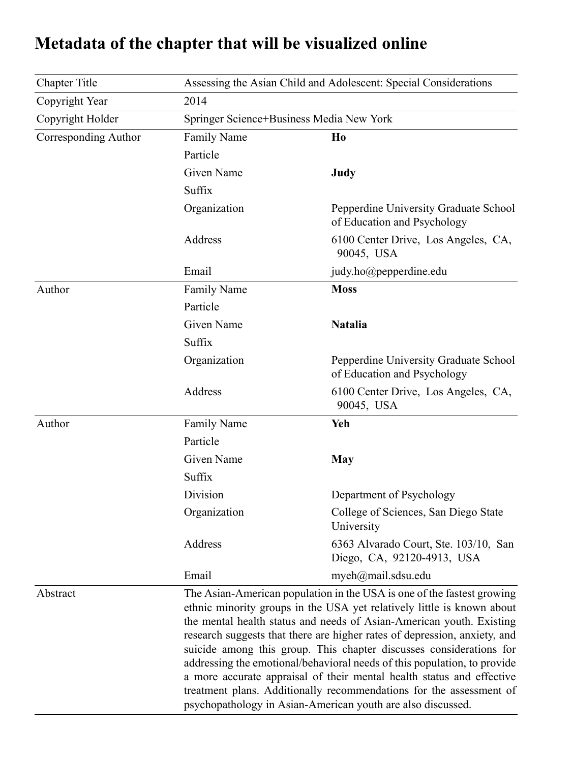# Metadata of the chapter that will be visualized online

| | | |
|---|---|---|
| Chapter Title | Assessing the Asian Child and Adolescent: Special Considerations | |
| Copyright Year | 2014 | |
| Copyright Holder | Springer Science+Business Media New York | |
| Corresponding Author | Family Name | **Ho** |
| | Particle | |
| | Given Name | **Judy** |
| | Suffix | |
| | Organization | Pepperdine University Graduate School of Education and Psychology |
| | Address | 6100 Center Drive, Los Angeles, CA, 90045, USA |
| | Email | judy.ho@pepperdine.edu |
| Author | Family Name | **Moss** |
| | Particle | |
| | Given Name | **Natalia** |
| | Suffix | |
| | Organization | Pepperdine University Graduate School of Education and Psychology |
| | Address | 6100 Center Drive, Los Angeles, CA, 90045, USA |
| Author | Family Name | **Yeh** |
| | Particle | |
| | Given Name | **May** |
| | Suffix | |
| | Division | Department of Psychology |
| | Organization | College of Sciences, San Diego State University |
| | Address | 6363 Alvarado Court, Ste. 103/10, San Diego, CA, 92120-4913, USA |
| | Email | myeh@mail.sdsu.edu |
| Abstract | The Asian-American population in the USA is one of the fastest growing ethnic minority groups in the USA yet relatively little is known about the mental health status and needs of Asian-American youth. Existing research suggests that there are higher rates of depression, anxiety, and suicide among this group. This chapter discusses considerations for addressing the emotional/behavioral needs of this population, to provide a more accurate appraisal of their mental health status and effective treatment plans. Additionally recommendations for the assessment of psychopathology in Asian-American youth are also discussed. | |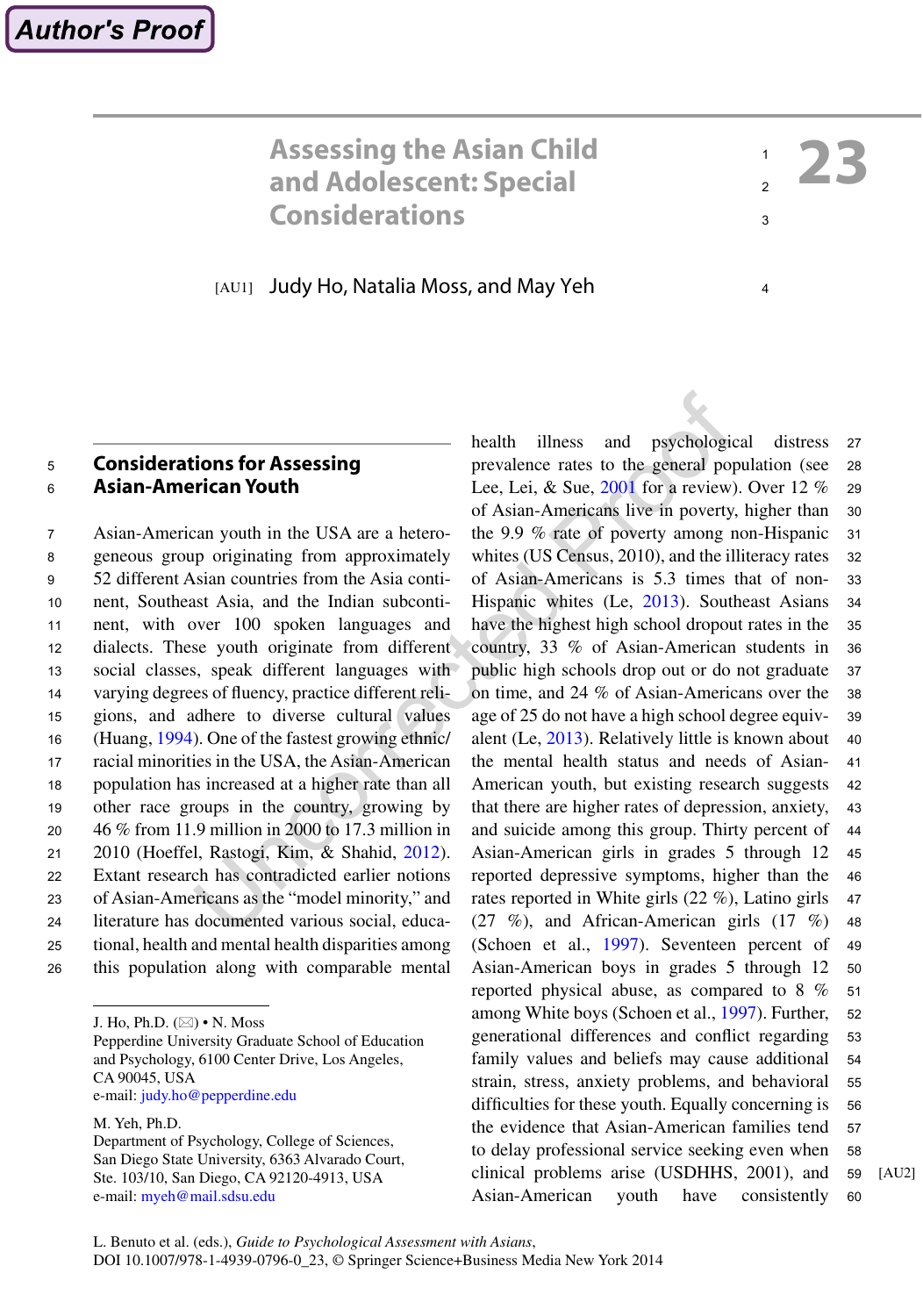# Assessing the Asian Child and Adolescent: Special Considerations

## 23

[AU1] Judy Ho, Natalia Moss, and May Yeh

## Considerations for Assessing Asian-American Youth

Asian-American youth in the USA are a heterogeneous group originating from approximately 52 different Asian countries from the Asia continent, Southeast Asia, and the Indian subcontinent, with over 100 spoken languages and dialects. These youth originate from different social classes, speak different languages with varying degrees of fluency, practice different religions, and adhere to diverse cultural values (Huang, 1994). One of the fastest growing ethnic/racial minorities in the USA, the Asian-American population has increased at a higher rate than all other race groups in the country, growing by 46 % from 11.9 million in 2000 to 17.3 million in 2010 (Hoeffel, Rastogi, Kim, & Shahid, 2012). Extant research has contradicted earlier notions of Asian-Americans as the "model minority," and literature has documented various social, educational, health and mental health disparities among this population along with comparable mental health illness and psychological distress prevalence rates to the general population (see Lee, Lei, & Sue, 2001 for a review). Over 12 % of Asian-Americans live in poverty, higher than the 9.9 % rate of poverty among non-Hispanic whites (US Census, 2010), and the illiteracy rates of Asian-Americans is 5.3 times that of non-Hispanic whites (Le, 2013). Southeast Asians have the highest high school dropout rates in the country, 33 % of Asian-American students in public high schools drop out or do not graduate on time, and 24 % of Asian-Americans over the age of 25 do not have a high school degree equivalent (Le, 2013). Relatively little is known about the mental health status and needs of Asian-American youth, but existing research suggests that there are higher rates of depression, anxiety, and suicide among this group. Thirty percent of Asian-American girls in grades 5 through 12 reported depressive symptoms, higher than the rates reported in White girls (22 %), Latino girls (27 %), and African-American girls (17 %) (Schoen et al., 1997). Seventeen percent of Asian-American boys in grades 5 through 12 reported physical abuse, as compared to 8 % among White boys (Schoen et al., 1997). Further, generational differences and conflict regarding family values and beliefs may cause additional strain, stress, anxiety problems, and behavioral difficulties for these youth. Equally concerning is the evidence that Asian-American families tend to delay professional service seeking even when clinical problems arise (USDHHS, 2001), and [AU2] Asian-American youth have consistently

---

J. Ho, Ph.D. (✉) • N. Moss
Pepperdine University Graduate School of Education and Psychology, 6100 Center Drive, Los Angeles, CA 90045, USA
e-mail: judy.ho@pepperdine.edu

M. Yeh, Ph.D.
Department of Psychology, College of Sciences, San Diego State University, 6363 Alvarado Court, Ste. 103/10, San Diego, CA 92120-4913, USA
e-mail: myeh@mail.sdsu.edu

L. Benuto et al. (eds.), *Guide to Psychological Assessment with Asians*, DOI 10.1007/978-1-4939-0796-0_23, © Springer Science+Business Media New York 2014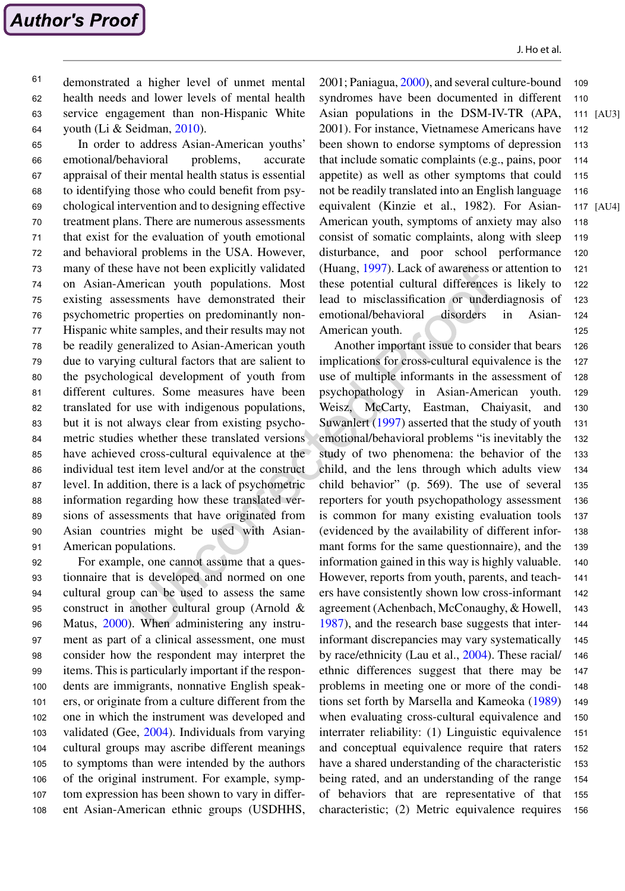demonstrated a higher level of unmet mental health needs and lower levels of mental health service engagement than non-Hispanic White youth (Li & Seidman, 2010).

In order to address Asian-American youths' emotional/behavioral problems, accurate appraisal of their mental health status is essential to identifying those who could benefit from psychological intervention and to designing effective treatment plans. There are numerous assessments that exist for the evaluation of youth emotional and behavioral problems in the USA. However, many of these have not been explicitly validated on Asian-American youth populations. Most existing assessments have demonstrated their psychometric properties on predominantly non-Hispanic white samples, and their results may not be readily generalized to Asian-American youth due to varying cultural factors that are salient to the psychological development of youth from different cultures. Some measures have been translated for use with indigenous populations, but it is not always clear from existing psychometric studies whether these translated versions have achieved cross-cultural equivalence at the individual test item level and/or at the construct level. In addition, there is a lack of psychometric information regarding how these translated versions of assessments that have originated from Asian countries might be used with Asian-American populations.

For example, one cannot assume that a questionnaire that is developed and normed on one cultural group can be used to assess the same construct in another cultural group (Arnold & Matus, 2000). When administering any instrument as part of a clinical assessment, one must consider how the respondent may interpret the items. This is particularly important if the respondents are immigrants, nonnative English speakers, or originate from a culture different from the one in which the instrument was developed and validated (Gee, 2004). Individuals from varying cultural groups may ascribe different meanings to symptoms than were intended by the authors of the original instrument. For example, symptom expression has been shown to vary in different Asian-American ethnic groups (USDHHS, 2001; Paniagua, 2000), and several culture-bound syndromes have been documented in different Asian populations in the DSM-IV-TR (APA, 2001). For instance, Vietnamese Americans have been shown to endorse symptoms of depression that include somatic complaints (e.g., pains, poor appetite) as well as other symptoms that could not be readily translated into an English language equivalent (Kinzie et al., 1982). For Asian-American youth, symptoms of anxiety may also consist of somatic complaints, along with sleep disturbance, and poor school performance (Huang, 1997). Lack of awareness or attention to these potential cultural differences is likely to lead to misclassification or underdiagnosis of emotional/behavioral disorders in Asian-American youth.

Another important issue to consider that bears implications for cross-cultural equivalence is the use of multiple informants in the assessment of psychopathology in Asian-American youth. Weisz, McCarty, Eastman, Chaiyasit, and Suwanlert (1997) asserted that the study of youth emotional/behavioral problems "is inevitably the study of two phenomena: the behavior of the child, and the lens through which adults view child behavior" (p. 569). The use of several reporters for youth psychopathology assessment is common for many existing evaluation tools (evidenced by the availability of different informant forms for the same questionnaire), and the information gained in this way is highly valuable. However, reports from youth, parents, and teachers have consistently shown low cross-informant agreement (Achenbach, McConaughy, & Howell, 1987), and the research base suggests that inter-informant discrepancies may vary systematically by race/ethnicity (Lau et al., 2004). These racial/ethnic differences suggest that there may be problems in meeting one or more of the conditions set forth by Marsella and Kameoka (1989) when evaluating cross-cultural equivalence and interrater reliability: (1) Linguistic equivalence and conceptual equivalence require that raters have a shared understanding of the characteristic being rated, and an understanding of the range of behaviors that are representative of that characteristic; (2) Metric equivalence requires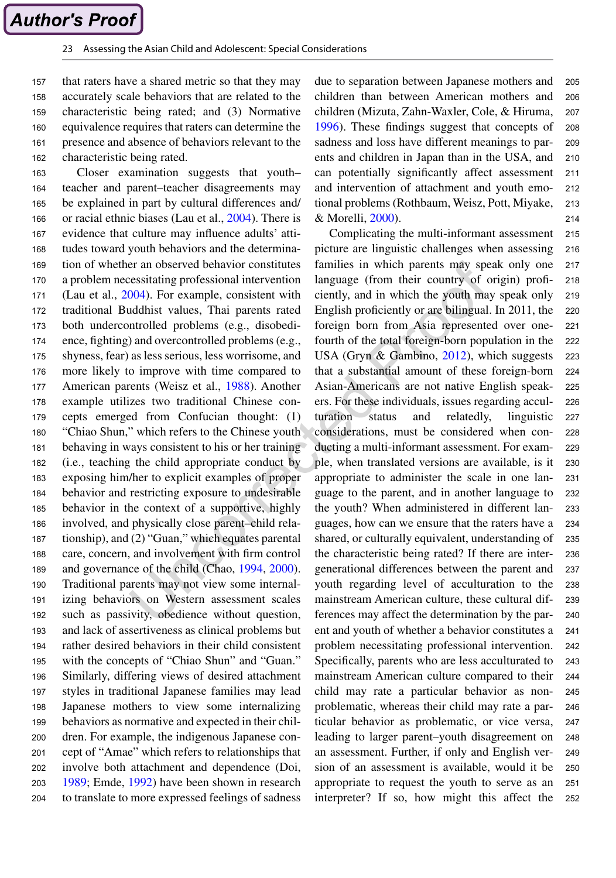that raters have a shared metric so that they may accurately scale behaviors that are related to the characteristic being rated; and (3) Normative equivalence requires that raters can determine the presence and absence of behaviors relevant to the characteristic being rated.

Closer examination suggests that youth–teacher and parent–teacher disagreements may be explained in part by cultural differences and/or racial ethnic biases (Lau et al., 2004). There is evidence that culture may influence adults' attitudes toward youth behaviors and the determination of whether an observed behavior constitutes a problem necessitating professional intervention (Lau et al., 2004). For example, consistent with traditional Buddhist values, Thai parents rated both undercontrolled problems (e.g., disobedience, fighting) and overcontrolled problems (e.g., shyness, fear) as less serious, less worrisome, and more likely to improve with time compared to American parents (Weisz et al., 1988). Another example utilizes two traditional Chinese concepts emerged from Confucian thought: (1) "Chiao Shun," which refers to the Chinese youth behaving in ways consistent to his or her training (i.e., teaching the child appropriate conduct by exposing him/her to explicit examples of proper behavior and restricting exposure to undesirable behavior in the context of a supportive, highly involved, and physically close parent–child relationship), and (2) "Guan," which equates parental care, concern, and involvement with firm control and governance of the child (Chao, 1994, 2000). Traditional parents may not view some internalizing behaviors on Western assessment scales such as passivity, obedience without question, and lack of assertiveness as clinical problems but rather desired behaviors in their child consistent with the concepts of "Chiao Shun" and "Guan." Similarly, differing views of desired attachment styles in traditional Japanese families may lead Japanese mothers to view some internalizing behaviors as normative and expected in their children. For example, the indigenous Japanese concept of "Amae" which refers to relationships that involve both attachment and dependence (Doi, 1989; Emde, 1992) have been shown in research to translate to more expressed feelings of sadness due to separation between Japanese mothers and children than between American mothers and children (Mizuta, Zahn-Waxler, Cole, & Hiruma, 1996). These findings suggest that concepts of sadness and loss have different meanings to parents and children in Japan than in the USA, and can potentially significantly affect assessment and intervention of attachment and youth emotional problems (Rothbaum, Weisz, Pott, Miyake, & Morelli, 2000).

Complicating the multi-informant assessment picture are linguistic challenges when assessing families in which parents may speak only one language (from their country of origin) proficiently, and in which the youth may speak only English proficiently or are bilingual. In 2011, the foreign born from Asia represented over one-fourth of the total foreign-born population in the USA (Gryn & Gambino, 2012), which suggests that a substantial amount of these foreign-born Asian-Americans are not native English speakers. For these individuals, issues regarding acculturation status and relatedly, linguistic considerations, must be considered when conducting a multi-informant assessment. For example, when translated versions are available, is it appropriate to administer the scale in one language to the parent, and in another language to the youth? When administered in different languages, how can we ensure that the raters have a shared, or culturally equivalent, understanding of the characteristic being rated? If there are intergenerational differences between the parent and youth regarding level of acculturation to the mainstream American culture, these cultural differences may affect the determination by the parent and youth of whether a behavior constitutes a problem necessitating professional intervention. Specifically, parents who are less acculturated to mainstream American culture compared to their child may rate a particular behavior as non-problematic, whereas their child may rate a particular behavior as problematic, or vice versa, leading to larger parent–youth disagreement on an assessment. Further, if only and English version of an assessment is available, would it be appropriate to request the youth to serve as an interpreter? If so, how might this affect the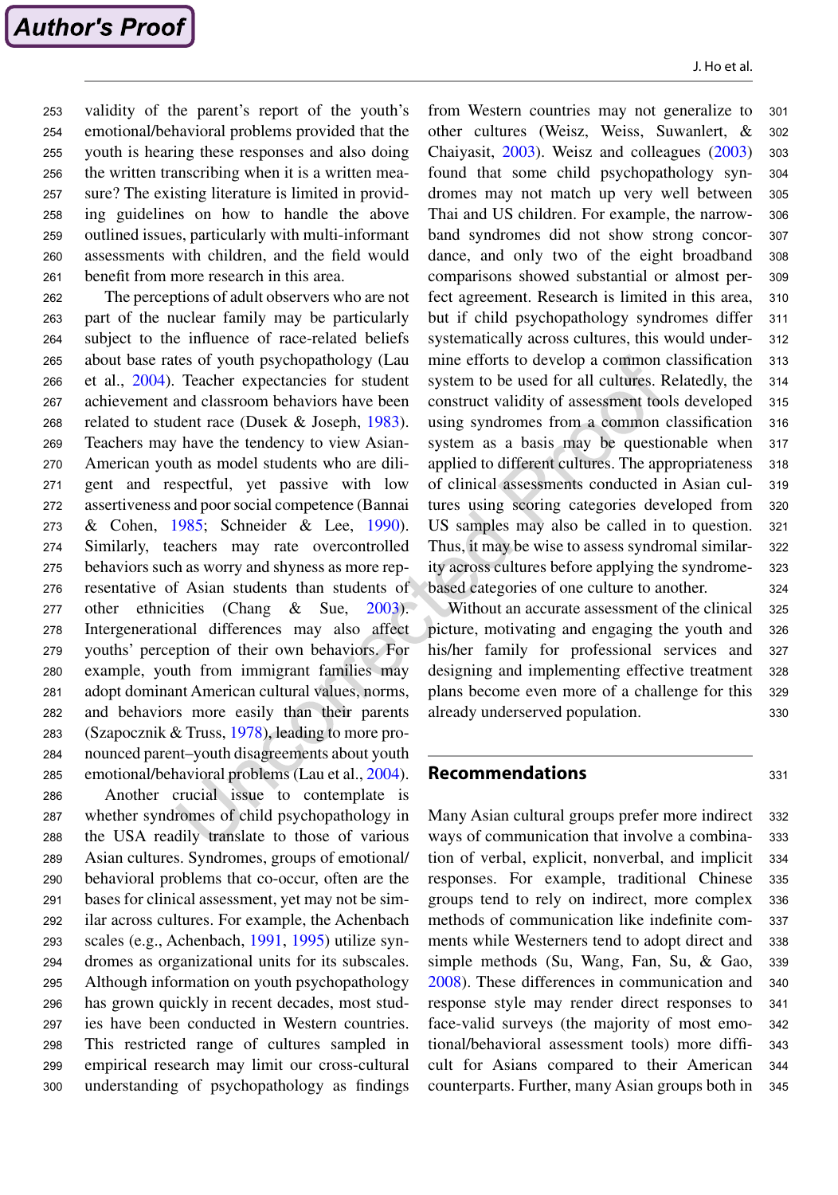validity of the parent's report of the youth's emotional/behavioral problems provided that the youth is hearing these responses and also doing the written transcribing when it is a written measure? The existing literature is limited in providing guidelines on how to handle the above outlined issues, particularly with multi-informant assessments with children, and the field would benefit from more research in this area.

The perceptions of adult observers who are not part of the nuclear family may be particularly subject to the influence of race-related beliefs about base rates of youth psychopathology (Lau et al., 2004). Teacher expectancies for student achievement and classroom behaviors have been related to student race (Dusek & Joseph, 1983). Teachers may have the tendency to view Asian-American youth as model students who are diligent and respectful, yet passive with low assertiveness and poor social competence (Bannai & Cohen, 1985; Schneider & Lee, 1990). Similarly, teachers may rate overcontrolled behaviors such as worry and shyness as more representative of Asian students than students of other ethnicities (Chang & Sue, 2003). Intergenerational differences may also affect youths' perception of their own behaviors. For example, youth from immigrant families may adopt dominant American cultural values, norms, and behaviors more easily than their parents (Szapocznik & Truss, 1978), leading to more pronounced parent–youth disagreements about youth emotional/behavioral problems (Lau et al., 2004).

Another crucial issue to contemplate is whether syndromes of child psychopathology in the USA readily translate to those of various Asian cultures. Syndromes, groups of emotional/behavioral problems that co-occur, often are the bases for clinical assessment, yet may not be similar across cultures. For example, the Achenbach scales (e.g., Achenbach, 1991, 1995) utilize syndromes as organizational units for its subscales. Although information on youth psychopathology has grown quickly in recent decades, most studies have been conducted in Western countries. This restricted range of cultures sampled in empirical research may limit our cross-cultural understanding of psychopathology as findings from Western countries may not generalize to other cultures (Weisz, Weiss, Suwanlert, & Chaiyasit, 2003). Weisz and colleagues (2003) found that some child psychopathology syndromes may not match up very well between Thai and US children. For example, the narrow-band syndromes did not show strong concordance, and only two of the eight broadband comparisons showed substantial or almost perfect agreement. Research is limited in this area, but if child psychopathology syndromes differ systematically across cultures, this would undermine efforts to develop a common classification system to be used for all cultures. Relatedly, the construct validity of assessment tools developed using syndromes from a common classification system as a basis may be questionable when applied to different cultures. The appropriateness of clinical assessments conducted in Asian cultures using scoring categories developed from US samples may also be called in to question. Thus, it may be wise to assess syndromal similarity across cultures before applying the syndrome-based categories of one culture to another.

Without an accurate assessment of the clinical picture, motivating and engaging the youth and his/her family for professional services and designing and implementing effective treatment plans become even more of a challenge for this already underserved population.

## Recommendations

Many Asian cultural groups prefer more indirect ways of communication that involve a combination of verbal, explicit, nonverbal, and implicit responses. For example, traditional Chinese groups tend to rely on indirect, more complex methods of communication like indefinite comments while Westerners tend to adopt direct and simple methods (Su, Wang, Fan, Su, & Gao, 2008). These differences in communication and response style may render direct responses to face-valid surveys (the majority of most emotional/behavioral assessment tools) more difficult for Asians compared to their American counterparts. Further, many Asian groups both in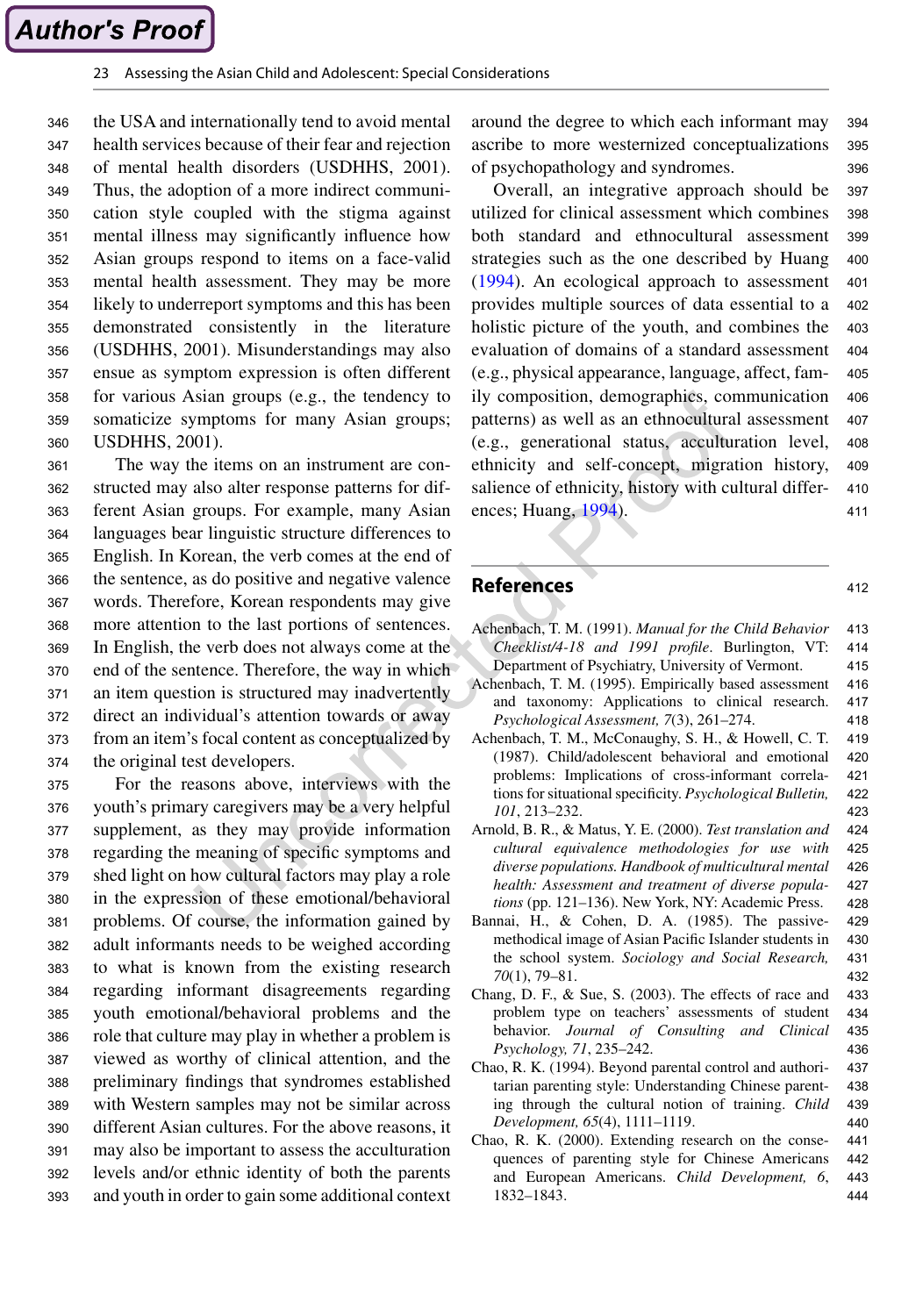the USA and internationally tend to avoid mental health services because of their fear and rejection of mental health disorders (USDHHS, 2001). Thus, the adoption of a more indirect communication style coupled with the stigma against mental illness may significantly influence how Asian groups respond to items on a face-valid mental health assessment. They may be more likely to underreport symptoms and this has been demonstrated consistently in the literature (USDHHS, 2001). Misunderstandings may also ensue as symptom expression is often different for various Asian groups (e.g., the tendency to somaticize symptoms for many Asian groups; USDHHS, 2001).

The way the items on an instrument are constructed may also alter response patterns for different Asian groups. For example, many Asian languages bear linguistic structure differences to English. In Korean, the verb comes at the end of the sentence, as do positive and negative valence words. Therefore, Korean respondents may give more attention to the last portions of sentences. In English, the verb does not always come at the end of the sentence. Therefore, the way in which an item question is structured may inadvertently direct an individual's attention towards or away from an item's focal content as conceptualized by the original test developers.

For the reasons above, interviews with the youth's primary caregivers may be a very helpful supplement, as they may provide information regarding the meaning of specific symptoms and shed light on how cultural factors may play a role in the expression of these emotional/behavioral problems. Of course, the information gained by adult informants needs to be weighed according to what is known from the existing research regarding informant disagreements regarding youth emotional/behavioral problems and the role that culture may play in whether a problem is viewed as worthy of clinical attention, and the preliminary findings that syndromes established with Western samples may not be similar across different Asian cultures. For the above reasons, it may also be important to assess the acculturation levels and/or ethnic identity of both the parents and youth in order to gain some additional context around the degree to which each informant may ascribe to more westernized conceptualizations of psychopathology and syndromes.

Overall, an integrative approach should be utilized for clinical assessment which combines both standard and ethnocultural assessment strategies such as the one described by Huang (1994). An ecological approach to assessment provides multiple sources of data essential to a holistic picture of the youth, and combines the evaluation of domains of a standard assessment (e.g., physical appearance, language, affect, family composition, demographics, communication patterns) as well as an ethnocultural assessment (e.g., generational status, acculturation level, ethnicity and self-concept, migration history, salience of ethnicity, history with cultural differences; Huang, 1994).

## References

Achenbach, T. M. (1991). *Manual for the Child Behavior Checklist/4-18 and 1991 profile*. Burlington, VT: Department of Psychiatry, University of Vermont.

Achenbach, T. M. (1995). Empirically based assessment and taxonomy: Applications to clinical research. *Psychological Assessment, 7*(3), 261–274.

Achenbach, T. M., McConaughy, S. H., & Howell, C. T. (1987). Child/adolescent behavioral and emotional problems: Implications of cross-informant correlations for situational specificity. *Psychological Bulletin, 101*, 213–232.

Arnold, B. R., & Matus, Y. E. (2000). *Test translation and cultural equivalence methodologies for use with diverse populations. Handbook of multicultural mental health: Assessment and treatment of diverse populations* (pp. 121–136). New York, NY: Academic Press.

Bannai, H., & Cohen, D. A. (1985). The passive-methodical image of Asian Pacific Islander students in the school system. *Sociology and Social Research, 70*(1), 79–81.

Chang, D. F., & Sue, S. (2003). The effects of race and problem type on teachers' assessments of student behavior. *Journal of Consulting and Clinical Psychology, 71*, 235–242.

Chao, R. K. (1994). Beyond parental control and authoritarian parenting style: Understanding Chinese parenting through the cultural notion of training. *Child Development, 65*(4), 1111–1119.

Chao, R. K. (2000). Extending research on the consequences of parenting style for Chinese Americans and European Americans. *Child Development, 6*, 1832–1843.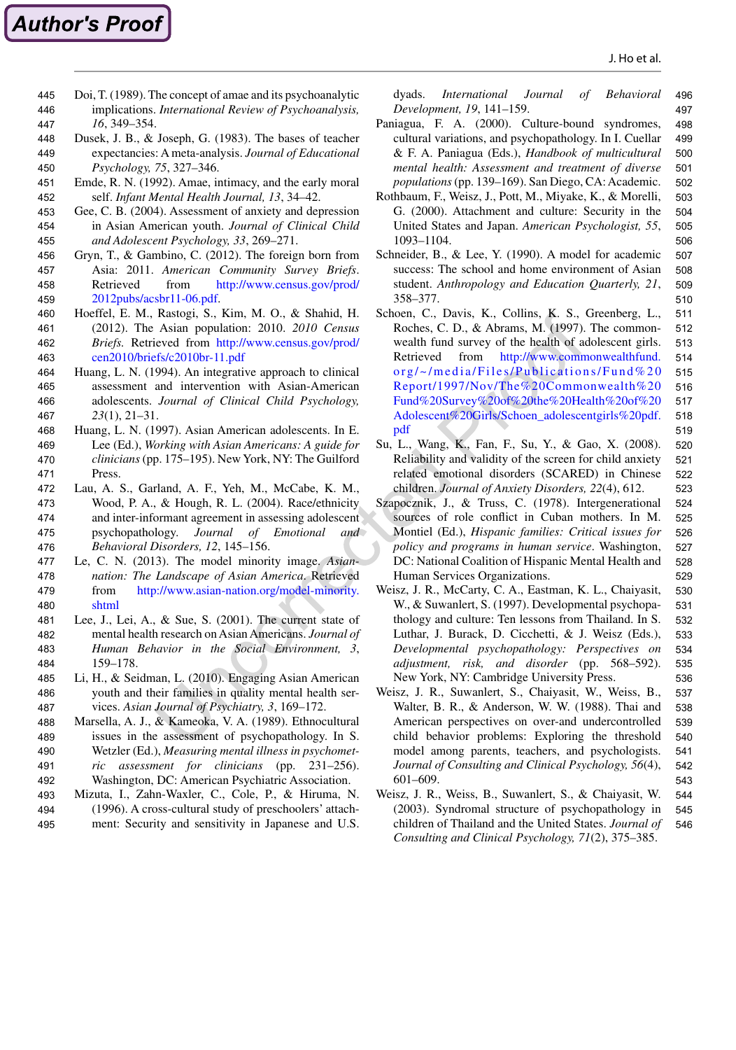Doi, T. (1989). The concept of amae and its psychoanalytic implications. *International Review of Psychoanalysis, 16*, 349–354.

Dusek, J. B., & Joseph, G. (1983). The bases of teacher expectancies: A meta-analysis. *Journal of Educational Psychology, 75*, 327–346.

Emde, R. N. (1992). Amae, intimacy, and the early moral self. *Infant Mental Health Journal, 13*, 34–42.

Gee, C. B. (2004). Assessment of anxiety and depression in Asian American youth. *Journal of Clinical Child and Adolescent Psychology, 33*, 269–271.

Gryn, T., & Gambino, C. (2012). The foreign born from Asia: 2011. *American Community Survey Briefs*. Retrieved from http://www.census.gov/prod/2012pubs/acsbr11-06.pdf.

Hoeffel, E. M., Rastogi, S., Kim, M. O., & Shahid, H. (2012). The Asian population: 2010. *2010 Census Briefs.* Retrieved from http://www.census.gov/prod/cen2010/briefs/c2010br-11.pdf

Huang, L. N. (1994). An integrative approach to clinical assessment and intervention with Asian-American adolescents. *Journal of Clinical Child Psychology, 23*(1), 21–31.

Huang, L. N. (1997). Asian American adolescents. In E. Lee (Ed.), *Working with Asian Americans: A guide for clinicians* (pp. 175–195). New York, NY: The Guilford Press.

Lau, A. S., Garland, A. F., Yeh, M., McCabe, K. M., Wood, P. A., & Hough, R. L. (2004). Race/ethnicity and inter-informant agreement in assessing adolescent psychopathology. *Journal of Emotional and Behavioral Disorders, 12*, 145–156.

Le, C. N. (2013). The model minority image. *Asian-nation: The Landscape of Asian America*. Retrieved from http://www.asian-nation.org/model-minority.shtml

Lee, J., Lei, A., & Sue, S. (2001). The current state of mental health research on Asian Americans. *Journal of Human Behavior in the Social Environment, 3*, 159–178.

Li, H., & Seidman, L. (2010). Engaging Asian American youth and their families in quality mental health services. *Asian Journal of Psychiatry, 3*, 169–172.

Marsella, A. J., & Kameoka, V. A. (1989). Ethnocultural issues in the assessment of psychopathology. In S. Wetzler (Ed.), *Measuring mental illness in psychometric assessment for clinicians* (pp. 231–256). Washington, DC: American Psychiatric Association.

Mizuta, I., Zahn-Waxler, C., Cole, P., & Hiruma, N. (1996). A cross-cultural study of preschoolers' attachment: Security and sensitivity in Japanese and U.S. dyads. *International Journal of Behavioral Development, 19*, 141–159.

Paniagua, F. A. (2000). Culture-bound syndromes, cultural variations, and psychopathology. In I. Cuellar & F. A. Paniagua (Eds.), *Handbook of multicultural mental health: Assessment and treatment of diverse populations* (pp. 139–169). San Diego, CA: Academic.

Rothbaum, F., Weisz, J., Pott, M., Miyake, K., & Morelli, G. (2000). Attachment and culture: Security in the United States and Japan. *American Psychologist, 55*, 1093–1104.

Schneider, B., & Lee, Y. (1990). A model for academic success: The school and home environment of Asian student. *Anthropology and Education Quarterly, 21*, 358–377.

Schoen, C., Davis, K., Collins, K. S., Greenberg, L., Roches, C. D., & Abrams, M. (1997). The commonwealth fund survey of the health of adolescent girls. Retrieved from http://www.commonwealthfund.org/~/media/Files/Publications/Fund%20Report/1997/Nov/The%20Commonwealth%20Fund%20Survey%20of%20the%20Health%20of%20Adolescent%20Girls/Schoen_adolescentgirls%20pdf.pdf

Su, L., Wang, K., Fan, F., Su, Y., & Gao, X. (2008). Reliability and validity of the screen for child anxiety related emotional disorders (SCARED) in Chinese children. *Journal of Anxiety Disorders, 22*(4), 612.

Szapocznik, J., & Truss, C. (1978). Intergenerational sources of role conflict in Cuban mothers. In M. Montiel (Ed.), *Hispanic families: Critical issues for policy and programs in human service*. Washington, DC: National Coalition of Hispanic Mental Health and Human Services Organizations.

Weisz, J. R., McCarty, C. A., Eastman, K. L., Chaiyasit, W., & Suwanlert, S. (1997). Developmental psychopathology and culture: Ten lessons from Thailand. In S. Luthar, J. Burack, D. Cicchetti, & J. Weisz (Eds.), *Developmental psychopathology: Perspectives on adjustment, risk, and disorder* (pp. 568–592). New York, NY: Cambridge University Press.

Weisz, J. R., Suwanlert, S., Chaiyasit, W., Weiss, B., Walter, B. R., & Anderson, W. W. (1988). Thai and American perspectives on over-and undercontrolled child behavior problems: Exploring the threshold model among parents, teachers, and psychologists. *Journal of Consulting and Clinical Psychology, 56*(4), 601–609.

Weisz, J. R., Weiss, B., Suwanlert, S., & Chaiyasit, W. (2003). Syndromal structure of psychopathology in children of Thailand and the United States. *Journal of Consulting and Clinical Psychology, 71*(2), 375–385.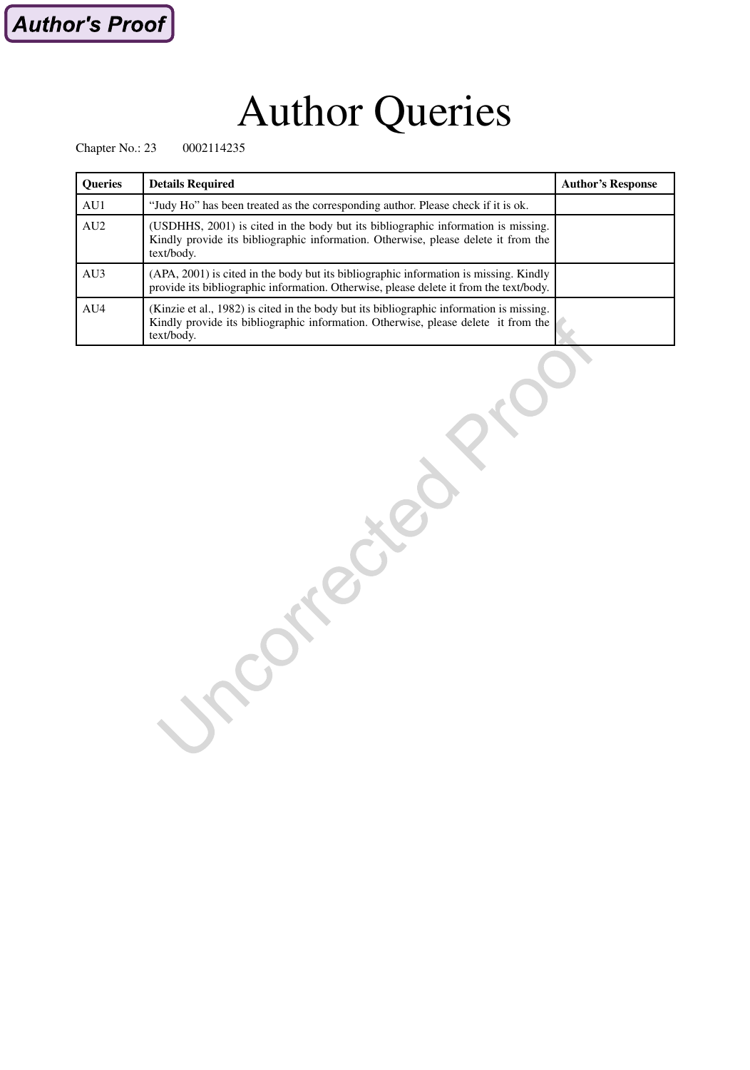# Author Queries

Chapter No.: 23 0002114235

| Queries | Details Required | Author's Response |
|---|---|---|
| AU1 | "Judy Ho" has been treated as the corresponding author. Please check if it is ok. | |
| AU2 | (USDHHS, 2001) is cited in the body but its bibliographic information is missing. Kindly provide its bibliographic information. Otherwise, please delete it from the text/body. | |
| AU3 | (APA, 2001) is cited in the body but its bibliographic information is missing. Kindly provide its bibliographic information. Otherwise, please delete it from the text/body. | |
| AU4 | (Kinzie et al., 1982) is cited in the body but its bibliographic information is missing. Kindly provide its bibliographic information. Otherwise, please delete it from the text/body. | |